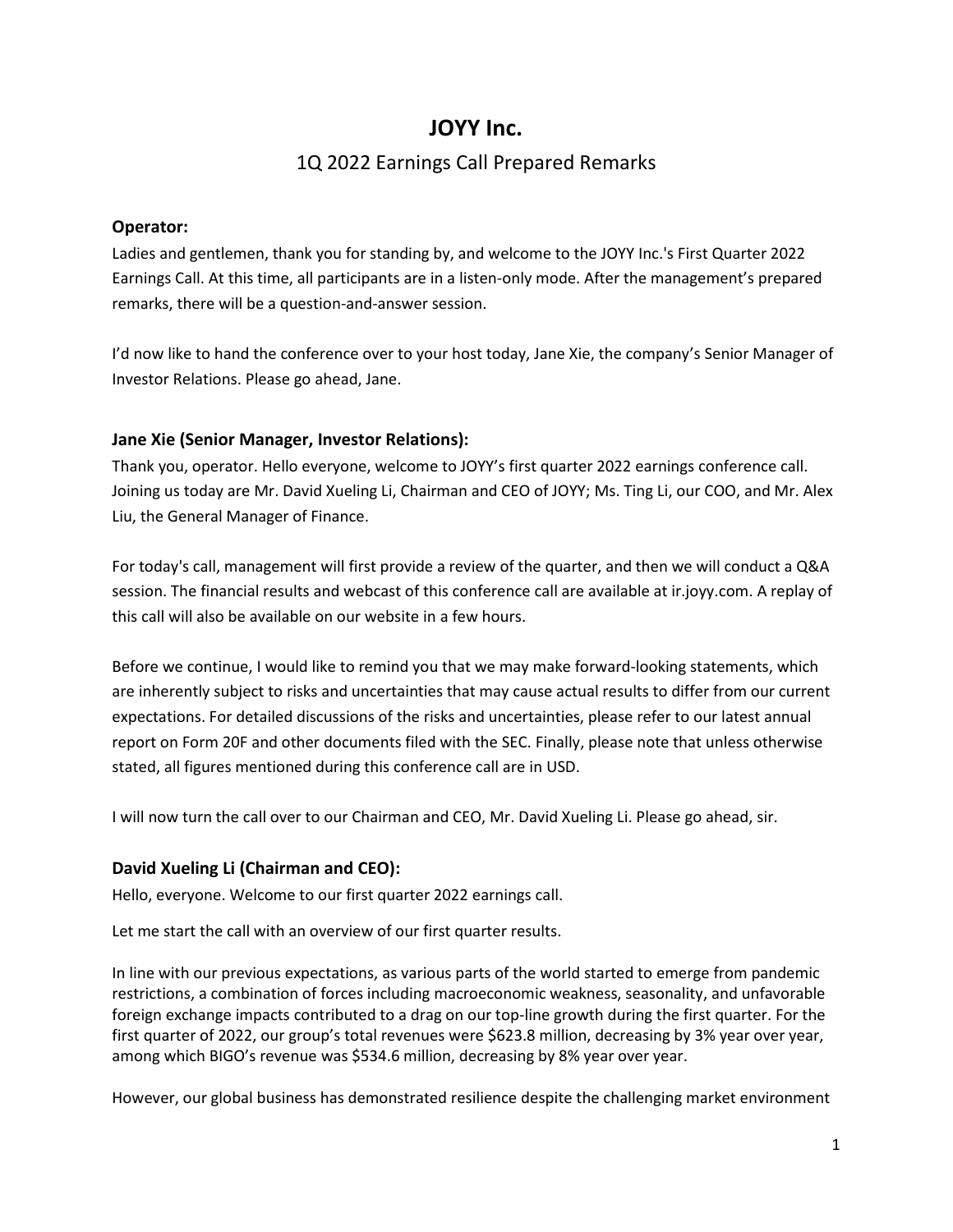# JOYY Inc.

## 1Q 2022 Earnings Call Prepared Remarks

### Operator:

Ladies and gentlemen, thank you for standing by, and welcome to the JOYY Inc.'s First Quarter 2022 Earnings Call. At this time, all participants are in a listen-only mode. After the management's prepared remarks, there will be a question-and-answer session.

I'd now like to hand the conference over to your host today, Jane Xie, the company's Senior Manager of Investor Relations. Please go ahead, Jane.

### Jane Xie (Senior Manager, Investor Relations):

Thank you, operator. Hello everyone, welcome to JOYY's first quarter 2022 earnings conference call. Joining us today are Mr. David Xueling Li, Chairman and CEO of JOYY; Ms. Ting Li, our COO, and Mr. Alex Liu, the General Manager of Finance.

For today's call, management will first provide a review of the quarter, and then we will conduct a Q&A session. The financial results and webcast of this conference call are available at ir.joyy.com. A replay of this call will also be available on our website in a few hours.

Before we continue, I would like to remind you that we may make forward-looking statements, which are inherently subject to risks and uncertainties that may cause actual results to differ from our current expectations. For detailed discussions of the risks and uncertainties, please refer to our latest annual report on Form 20F and other documents filed with the SEC. Finally, please note that unless otherwise stated, all figures mentioned during this conference call are in USD.

I will now turn the call over to our Chairman and CEO, Mr. David Xueling Li. Please go ahead, sir.

### David Xueling Li (Chairman and CEO):

Hello, everyone. Welcome to our first quarter 2022 earnings call.

Let me start the call with an overview of our first quarter results.

In line with our previous expectations, as various parts of the world started to emerge from pandemic restrictions, a combination of forces including macroeconomic weakness, seasonality, and unfavorable foreign exchange impacts contributed to a drag on our top-line growth during the first quarter. For the first quarter of 2022, our group's total revenues were $623.8 million, decreasing by 3% year over year, among which BIGO's revenue was $534.6 million, decreasing by 8% year over year.

However, our global business has demonstrated resilience despite the challenging market environment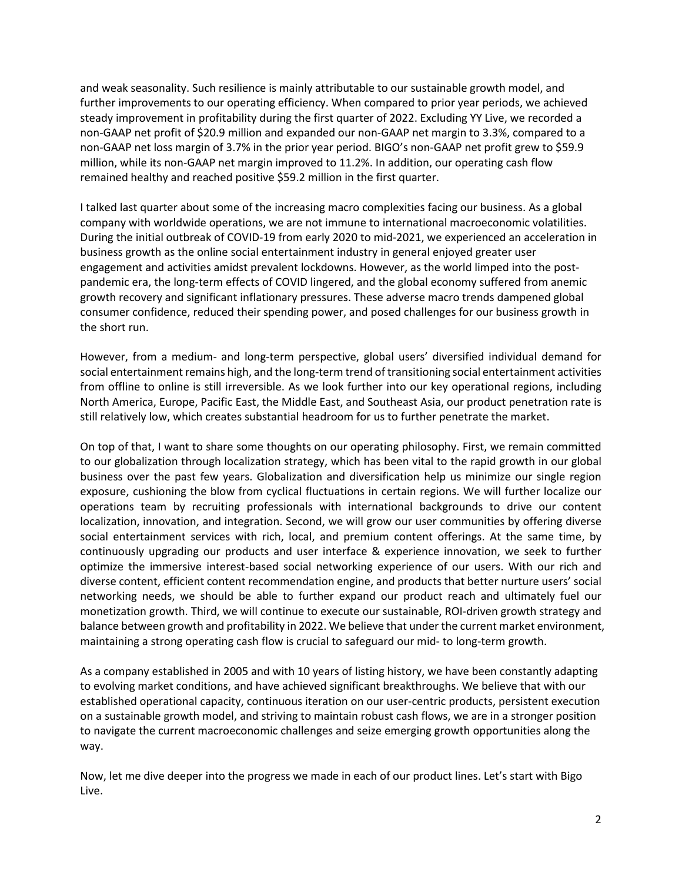and weak seasonality. Such resilience is mainly attributable to our sustainable growth model, and further improvements to our operating efficiency. When compared to prior year periods, we achieved steady improvement in profitability during the first quarter of 2022. Excluding YY Live, we recorded a non-GAAP net profit of $20.9 million and expanded our non-GAAP net margin to 3.3%, compared to a non-GAAP net loss margin of 3.7% in the prior year period. BIGO's non-GAAP net profit grew to $59.9 million, while its non-GAAP net margin improved to 11.2%. In addition, our operating cash flow remained healthy and reached positive $59.2 million in the first quarter.

I talked last quarter about some of the increasing macro complexities facing our business. As a global company with worldwide operations, we are not immune to international macroeconomic volatilities. During the initial outbreak of COVID-19 from early 2020 to mid-2021, we experienced an acceleration in business growth as the online social entertainment industry in general enjoyed greater user engagement and activities amidst prevalent lockdowns. However, as the world limped into the post-pandemic era, the long-term effects of COVID lingered, and the global economy suffered from anemic growth recovery and significant inflationary pressures. These adverse macro trends dampened global consumer confidence, reduced their spending power, and posed challenges for our business growth in the short run.

However, from a medium- and long-term perspective, global users' diversified individual demand for social entertainment remains high, and the long-term trend of transitioning social entertainment activities from offline to online is still irreversible. As we look further into our key operational regions, including North America, Europe, Pacific East, the Middle East, and Southeast Asia, our product penetration rate is still relatively low, which creates substantial headroom for us to further penetrate the market.

On top of that, I want to share some thoughts on our operating philosophy. First, we remain committed to our globalization through localization strategy, which has been vital to the rapid growth in our global business over the past few years. Globalization and diversification help us minimize our single region exposure, cushioning the blow from cyclical fluctuations in certain regions. We will further localize our operations team by recruiting professionals with international backgrounds to drive our content localization, innovation, and integration. Second, we will grow our user communities by offering diverse social entertainment services with rich, local, and premium content offerings. At the same time, by continuously upgrading our products and user interface & experience innovation, we seek to further optimize the immersive interest-based social networking experience of our users. With our rich and diverse content, efficient content recommendation engine, and products that better nurture users' social networking needs, we should be able to further expand our product reach and ultimately fuel our monetization growth. Third, we will continue to execute our sustainable, ROI-driven growth strategy and balance between growth and profitability in 2022. We believe that under the current market environment, maintaining a strong operating cash flow is crucial to safeguard our mid- to long-term growth.

As a company established in 2005 and with 10 years of listing history, we have been constantly adapting to evolving market conditions, and have achieved significant breakthroughs. We believe that with our established operational capacity, continuous iteration on our user-centric products, persistent execution on a sustainable growth model, and striving to maintain robust cash flows, we are in a stronger position to navigate the current macroeconomic challenges and seize emerging growth opportunities along the way.

Now, let me dive deeper into the progress we made in each of our product lines. Let's start with Bigo Live.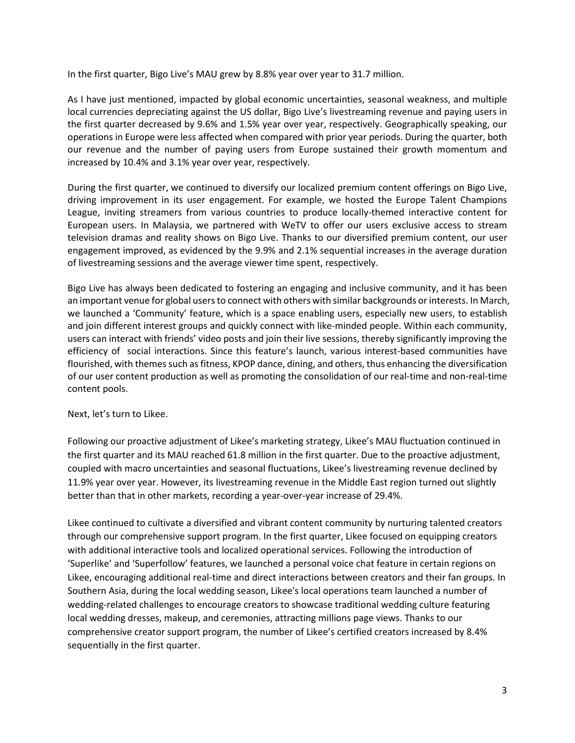In the first quarter, Bigo Live's MAU grew by 8.8% year over year to 31.7 million.

As I have just mentioned, impacted by global economic uncertainties, seasonal weakness, and multiple local currencies depreciating against the US dollar, Bigo Live's livestreaming revenue and paying users in the first quarter decreased by 9.6% and 1.5% year over year, respectively. Geographically speaking, our operations in Europe were less affected when compared with prior year periods. During the quarter, both our revenue and the number of paying users from Europe sustained their growth momentum and increased by 10.4% and 3.1% year over year, respectively.

During the first quarter, we continued to diversify our localized premium content offerings on Bigo Live, driving improvement in its user engagement. For example, we hosted the Europe Talent Champions League, inviting streamers from various countries to produce locally-themed interactive content for European users. In Malaysia, we partnered with WeTV to offer our users exclusive access to stream television dramas and reality shows on Bigo Live. Thanks to our diversified premium content, our user engagement improved, as evidenced by the 9.9% and 2.1% sequential increases in the average duration of livestreaming sessions and the average viewer time spent, respectively.

Bigo Live has always been dedicated to fostering an engaging and inclusive community, and it has been an important venue for global users to connect with others with similar backgrounds or interests. In March, we launched a 'Community' feature, which is a space enabling users, especially new users, to establish and join different interest groups and quickly connect with like-minded people. Within each community, users can interact with friends' video posts and join their live sessions, thereby significantly improving the efficiency of social interactions. Since this feature's launch, various interest-based communities have flourished, with themes such as fitness, KPOP dance, dining, and others, thus enhancing the diversification of our user content production as well as promoting the consolidation of our real-time and non-real-time content pools.

Next, let's turn to Likee.

Following our proactive adjustment of Likee's marketing strategy, Likee's MAU fluctuation continued in the first quarter and its MAU reached 61.8 million in the first quarter. Due to the proactive adjustment, coupled with macro uncertainties and seasonal fluctuations, Likee's livestreaming revenue declined by 11.9% year over year. However, its livestreaming revenue in the Middle East region turned out slightly better than that in other markets, recording a year-over-year increase of 29.4%.

Likee continued to cultivate a diversified and vibrant content community by nurturing talented creators through our comprehensive support program. In the first quarter, Likee focused on equipping creators with additional interactive tools and localized operational services. Following the introduction of 'Superlike' and 'Superfollow' features, we launched a personal voice chat feature in certain regions on Likee, encouraging additional real-time and direct interactions between creators and their fan groups. In Southern Asia, during the local wedding season, Likee's local operations team launched a number of wedding-related challenges to encourage creators to showcase traditional wedding culture featuring local wedding dresses, makeup, and ceremonies, attracting millions page views. Thanks to our comprehensive creator support program, the number of Likee's certified creators increased by 8.4% sequentially in the first quarter.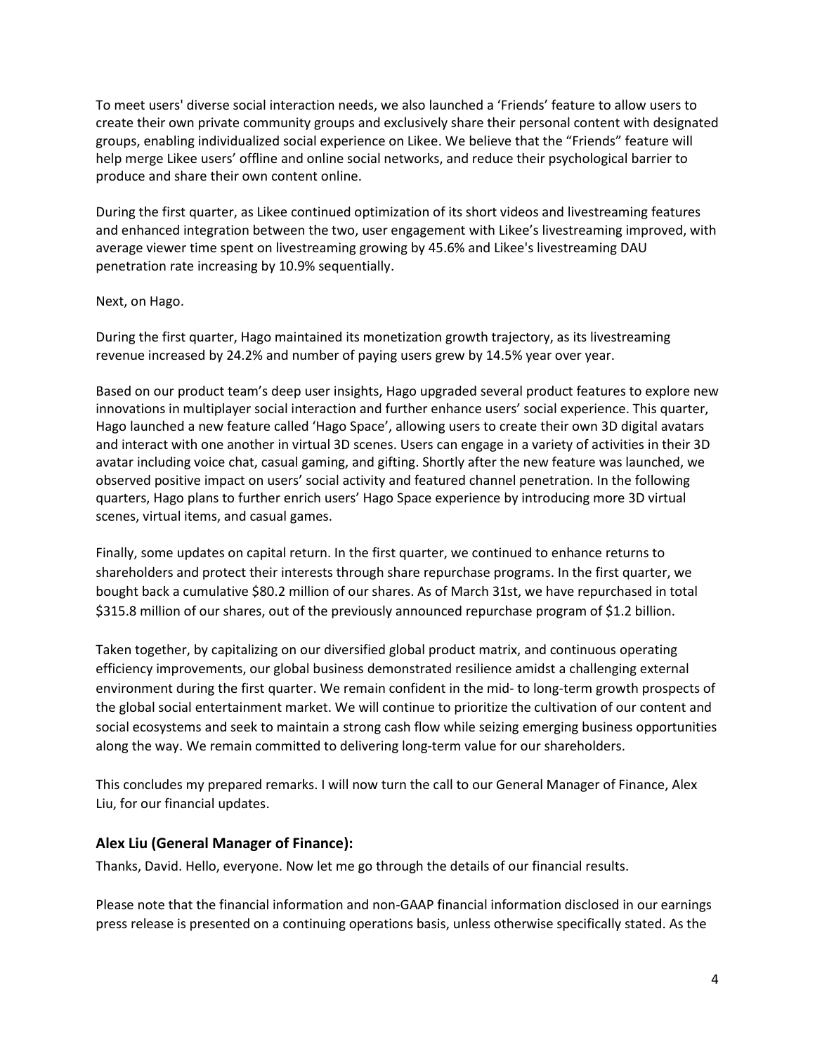To meet users' diverse social interaction needs, we also launched a 'Friends' feature to allow users to create their own private community groups and exclusively share their personal content with designated groups, enabling individualized social experience on Likee. We believe that the "Friends" feature will help merge Likee users' offline and online social networks, and reduce their psychological barrier to produce and share their own content online.

During the first quarter, as Likee continued optimization of its short videos and livestreaming features and enhanced integration between the two, user engagement with Likee's livestreaming improved, with average viewer time spent on livestreaming growing by 45.6% and Likee's livestreaming DAU penetration rate increasing by 10.9% sequentially.

Next, on Hago.

During the first quarter, Hago maintained its monetization growth trajectory, as its livestreaming revenue increased by 24.2% and number of paying users grew by 14.5% year over year.

Based on our product team's deep user insights, Hago upgraded several product features to explore new innovations in multiplayer social interaction and further enhance users' social experience. This quarter, Hago launched a new feature called 'Hago Space', allowing users to create their own 3D digital avatars and interact with one another in virtual 3D scenes. Users can engage in a variety of activities in their 3D avatar including voice chat, casual gaming, and gifting. Shortly after the new feature was launched, we observed positive impact on users' social activity and featured channel penetration. In the following quarters, Hago plans to further enrich users' Hago Space experience by introducing more 3D virtual scenes, virtual items, and casual games.

Finally, some updates on capital return. In the first quarter, we continued to enhance returns to shareholders and protect their interests through share repurchase programs. In the first quarter, we bought back a cumulative $80.2 million of our shares. As of March 31st, we have repurchased in total $315.8 million of our shares, out of the previously announced repurchase program of $1.2 billion.

Taken together, by capitalizing on our diversified global product matrix, and continuous operating efficiency improvements, our global business demonstrated resilience amidst a challenging external environment during the first quarter. We remain confident in the mid- to long-term growth prospects of the global social entertainment market. We will continue to prioritize the cultivation of our content and social ecosystems and seek to maintain a strong cash flow while seizing emerging business opportunities along the way. We remain committed to delivering long-term value for our shareholders.

This concludes my prepared remarks. I will now turn the call to our General Manager of Finance, Alex Liu, for our financial updates.

### Alex Liu (General Manager of Finance):

Thanks, David. Hello, everyone. Now let me go through the details of our financial results.

Please note that the financial information and non-GAAP financial information disclosed in our earnings press release is presented on a continuing operations basis, unless otherwise specifically stated. As the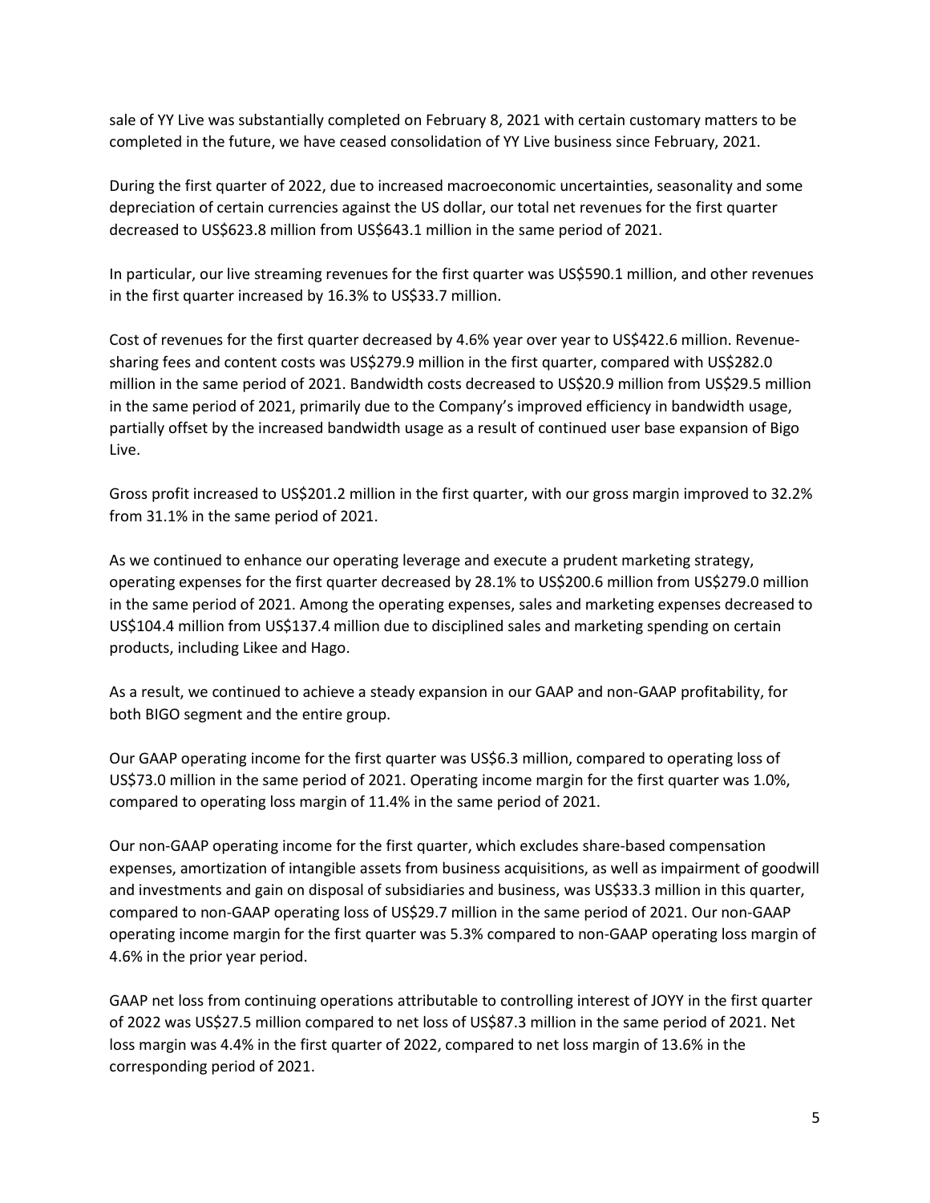sale of YY Live was substantially completed on February 8, 2021 with certain customary matters to be completed in the future, we have ceased consolidation of YY Live business since February, 2021.

During the first quarter of 2022, due to increased macroeconomic uncertainties, seasonality and some depreciation of certain currencies against the US dollar, our total net revenues for the first quarter decreased to US$623.8 million from US$643.1 million in the same period of 2021.

In particular, our live streaming revenues for the first quarter was US$590.1 million, and other revenues in the first quarter increased by 16.3% to US$33.7 million.

Cost of revenues for the first quarter decreased by 4.6% year over year to US$422.6 million. Revenue-sharing fees and content costs was US$279.9 million in the first quarter, compared with US$282.0 million in the same period of 2021. Bandwidth costs decreased to US$20.9 million from US$29.5 million in the same period of 2021, primarily due to the Company's improved efficiency in bandwidth usage, partially offset by the increased bandwidth usage as a result of continued user base expansion of Bigo Live.

Gross profit increased to US$201.2 million in the first quarter, with our gross margin improved to 32.2% from 31.1% in the same period of 2021.

As we continued to enhance our operating leverage and execute a prudent marketing strategy, operating expenses for the first quarter decreased by 28.1% to US$200.6 million from US$279.0 million in the same period of 2021. Among the operating expenses, sales and marketing expenses decreased to US$104.4 million from US$137.4 million due to disciplined sales and marketing spending on certain products, including Likee and Hago.

As a result, we continued to achieve a steady expansion in our GAAP and non-GAAP profitability, for both BIGO segment and the entire group.

Our GAAP operating income for the first quarter was US$6.3 million, compared to operating loss of US$73.0 million in the same period of 2021. Operating income margin for the first quarter was 1.0%, compared to operating loss margin of 11.4% in the same period of 2021.

Our non-GAAP operating income for the first quarter, which excludes share-based compensation expenses, amortization of intangible assets from business acquisitions, as well as impairment of goodwill and investments and gain on disposal of subsidiaries and business, was US$33.3 million in this quarter, compared to non-GAAP operating loss of US$29.7 million in the same period of 2021. Our non-GAAP operating income margin for the first quarter was 5.3% compared to non-GAAP operating loss margin of 4.6% in the prior year period.

GAAP net loss from continuing operations attributable to controlling interest of JOYY in the first quarter of 2022 was US$27.5 million compared to net loss of US$87.3 million in the same period of 2021. Net loss margin was 4.4% in the first quarter of 2022, compared to net loss margin of 13.6% in the corresponding period of 2021.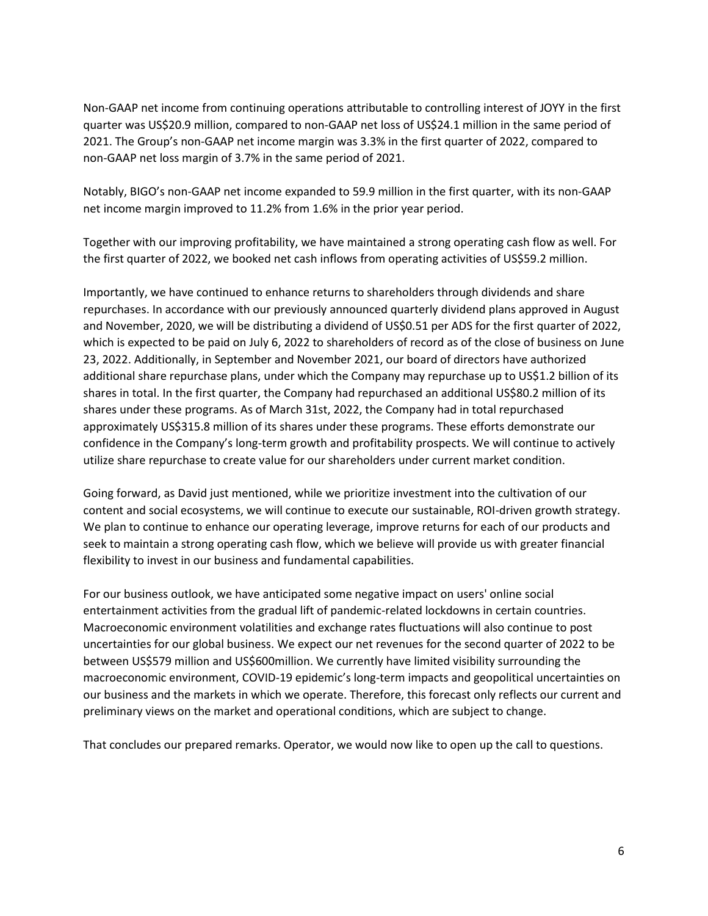Non-GAAP net income from continuing operations attributable to controlling interest of JOYY in the first quarter was US$20.9 million, compared to non-GAAP net loss of US$24.1 million in the same period of 2021. The Group's non-GAAP net income margin was 3.3% in the first quarter of 2022, compared to non-GAAP net loss margin of 3.7% in the same period of 2021.

Notably, BIGO's non-GAAP net income expanded to 59.9 million in the first quarter, with its non-GAAP net income margin improved to 11.2% from 1.6% in the prior year period.

Together with our improving profitability, we have maintained a strong operating cash flow as well. For the first quarter of 2022, we booked net cash inflows from operating activities of US$59.2 million.

Importantly, we have continued to enhance returns to shareholders through dividends and share repurchases. In accordance with our previously announced quarterly dividend plans approved in August and November, 2020, we will be distributing a dividend of US$0.51 per ADS for the first quarter of 2022, which is expected to be paid on July 6, 2022 to shareholders of record as of the close of business on June 23, 2022. Additionally, in September and November 2021, our board of directors have authorized additional share repurchase plans, under which the Company may repurchase up to US$1.2 billion of its shares in total. In the first quarter, the Company had repurchased an additional US$80.2 million of its shares under these programs. As of March 31st, 2022, the Company had in total repurchased approximately US$315.8 million of its shares under these programs. These efforts demonstrate our confidence in the Company's long-term growth and profitability prospects. We will continue to actively utilize share repurchase to create value for our shareholders under current market condition.

Going forward, as David just mentioned, while we prioritize investment into the cultivation of our content and social ecosystems, we will continue to execute our sustainable, ROI-driven growth strategy. We plan to continue to enhance our operating leverage, improve returns for each of our products and seek to maintain a strong operating cash flow, which we believe will provide us with greater financial flexibility to invest in our business and fundamental capabilities.

For our business outlook, we have anticipated some negative impact on users' online social entertainment activities from the gradual lift of pandemic-related lockdowns in certain countries. Macroeconomic environment volatilities and exchange rates fluctuations will also continue to post uncertainties for our global business. We expect our net revenues for the second quarter of 2022 to be between US$579 million and US$600million. We currently have limited visibility surrounding the macroeconomic environment, COVID-19 epidemic's long-term impacts and geopolitical uncertainties on our business and the markets in which we operate. Therefore, this forecast only reflects our current and preliminary views on the market and operational conditions, which are subject to change.

That concludes our prepared remarks. Operator, we would now like to open up the call to questions.